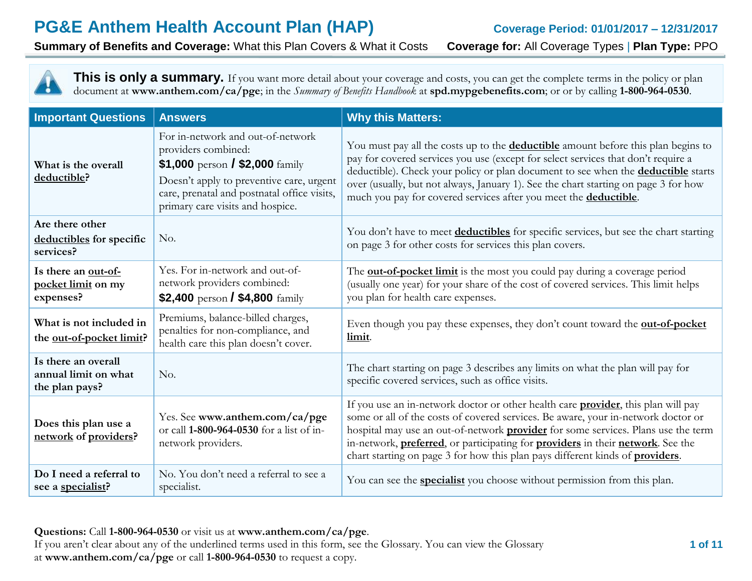# PG&E Anthem Health Account Plan (HAP)

**Coverage Period: 01/01/2017 – 12/31/2017**

**Summary of Benefits and Coverage:** What this Plan Covers & What it Costs **Coverage for:** All Coverage Types | **Plan Type:** PPO

**This is only a summary.** If you want more detail about your coverage and costs, you can get the complete terms in the policy or plan document at **www.anthem.com/ca/pge**; in the *Summary of Benefits Handbook* at **spd.mypgebenefits.com**; or or by calling **1-800-964-0530**.

| Important Questions | Answers | Why this Matters: |
|---|---|---|
| **What is the overall deductible?** | For in-network and out-of-network providers combined: **$1,000** person / **$2,000** family. Doesn't apply to preventive care, urgent care, prenatal and postnatal office visits, primary care visits and hospice. | You must pay all the costs up to the **deductible** amount before this plan begins to pay for covered services you use (except for select services that don't require a deductible). Check your policy or plan document to see when the **deductible** starts over (usually, but not always, January 1). See the chart starting on page 3 for how much you pay for covered services after you meet the **deductible**. |
| **Are there other deductibles for specific services?** | No. | You don't have to meet **deductibles** for specific services, but see the chart starting on page 3 for other costs for services this plan covers. |
| **Is there an out-of-pocket limit on my expenses?** | Yes. For in-network and out-of-network providers combined: **$2,400** person / **$4,800** family | The **out-of-pocket limit** is the most you could pay during a coverage period (usually one year) for your share of the cost of covered services. This limit helps you plan for health care expenses. |
| **What is not included in the out-of-pocket limit?** | Premiums, balance-billed charges, penalties for non-compliance, and health care this plan doesn't cover. | Even though you pay these expenses, they don't count toward the **out-of-pocket limit**. |
| **Is there an overall annual limit on what the plan pays?** | No. | The chart starting on page 3 describes any limits on what the plan will pay for specific covered services, such as office visits. |
| **Does this plan use a network of providers?** | Yes. See **www.anthem.com/ca/pge** or call **1-800-964-0530** for a list of in-network providers. | If you use an in-network doctor or other health care **provider**, this plan will pay some or all of the costs of covered services. Be aware, your in-network doctor or hospital may use an out-of-network **provider** for some services. Plans use the term in-network, **preferred**, or participating for **providers** in their **network**. See the chart starting on page 3 for how this plan pays different kinds of **providers**. |
| **Do I need a referral to see a specialist?** | No. You don't need a referral to see a specialist. | You can see the **specialist** you choose without permission from this plan. |

**Questions:** Call **1-800-964-0530** or visit us at **www.anthem.com/ca/pge**.
If you aren't clear about any of the underlined terms used in this form, see the Glossary. You can view the Glossary at **www.anthem.com/ca/pge** or call **1-800-964-0530** to request a copy.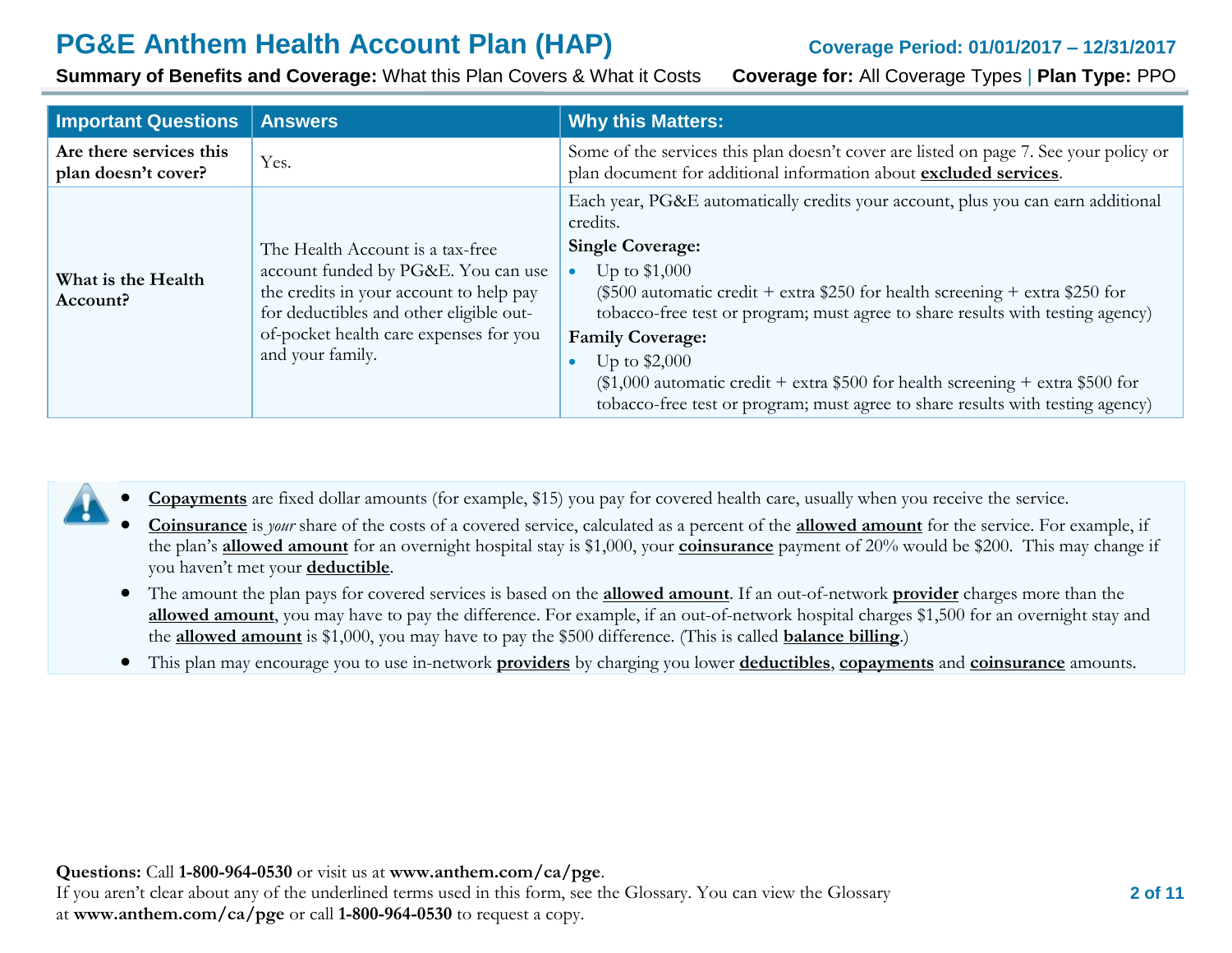| Important Questions | Answers | Why this Matters: |
| --- | --- | --- |
| **Are there services this plan doesn't cover?** | Yes. | Some of the services this plan doesn't cover are listed on page 7. See your policy or plan document for additional information about **excluded services**. |
| **What is the Health Account?** | The Health Account is a tax-free account funded by PG&E. You can use the credits in your account to help pay for deductibles and other eligible out-of-pocket health care expenses for you and your family. | Each year, PG&E automatically credits your account, plus you can earn additional credits.<br>**Single Coverage:**<br>• Up to $1,000 ($500 automatic credit + extra $250 for health screening + extra $250 for tobacco-free test or program; must agree to share results with testing agency)<br>**Family Coverage:**<br>• Up to $2,000 ($1,000 automatic credit + extra $500 for health screening + extra $500 for tobacco-free test or program; must agree to share results with testing agency) |

- **Copayments** are fixed dollar amounts (for example, $15) you pay for covered health care, usually when you receive the service.
- **Coinsurance** is *your* share of the costs of a covered service, calculated as a percent of the **allowed amount** for the service. For example, if the plan's **allowed amount** for an overnight hospital stay is $1,000, your **coinsurance** payment of 20% would be $200. This may change if you haven't met your **deductible**.
- The amount the plan pays for covered services is based on the **allowed amount**. If an out-of-network **provider** charges more than the **allowed amount**, you may have to pay the difference. For example, if an out-of-network hospital charges $1,500 for an overnight stay and the **allowed amount** is $1,000, you may have to pay the $500 difference. (This is called **balance billing**.)
- This plan may encourage you to use in-network **providers** by charging you lower **deductibles**, **copayments** and **coinsurance** amounts.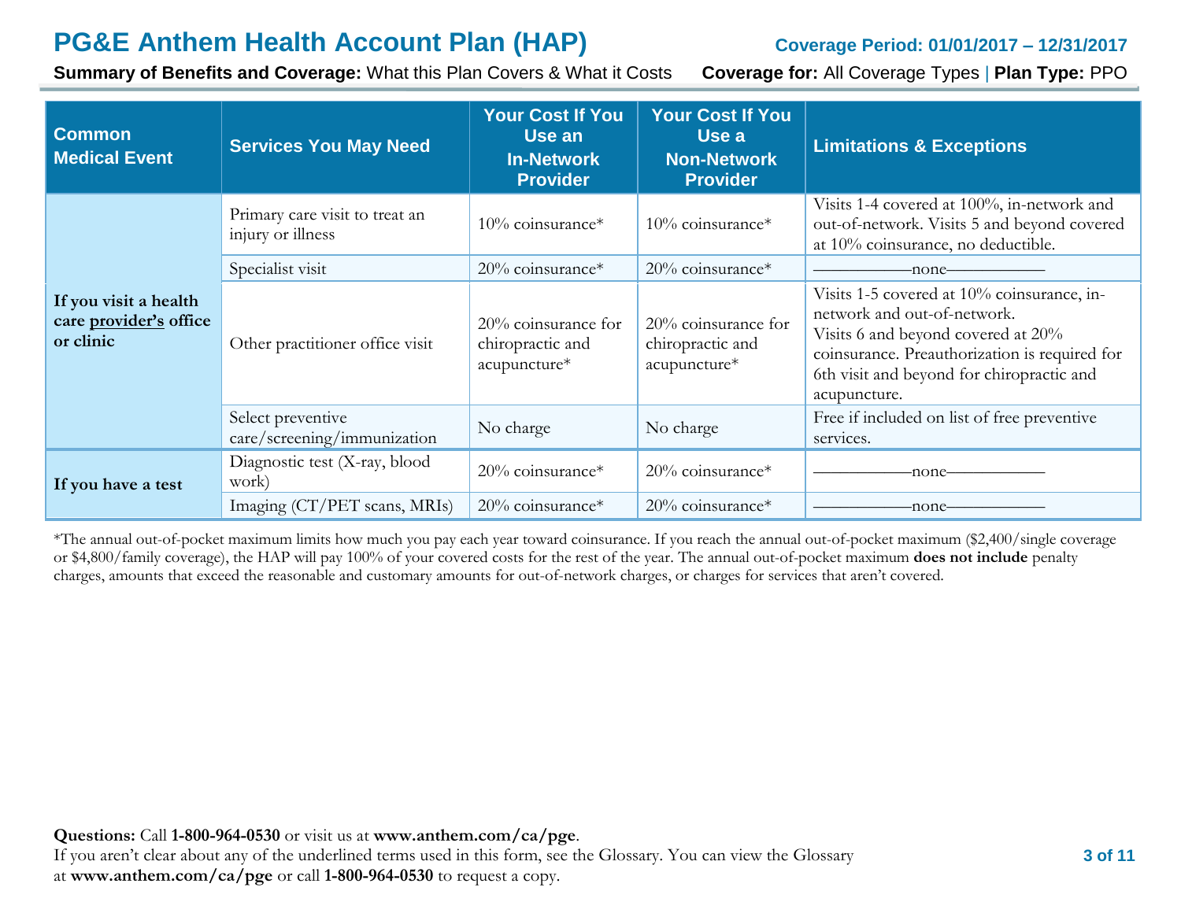# PG&E Anthem Health Account Plan (HAP)

**Coverage Period: 01/01/2017 – 12/31/2017**

**Summary of Benefits and Coverage:** What this Plan Covers & What it Costs **Coverage for:** All Coverage Types | **Plan Type:** PPO

| Common Medical Event | Services You May Need | Your Cost If You Use an In-Network Provider | Your Cost If You Use a Non-Network Provider | Limitations & Exceptions |
|---|---|---|---|---|
| **If you visit a health care provider's office or clinic** | Primary care visit to treat an injury or illness | 10% coinsurance* | 10% coinsurance* | Visits 1-4 covered at 100%, in-network and out-of-network. Visits 5 and beyond covered at 10% coinsurance, no deductible. |
| | Specialist visit | 20% coinsurance* | 20% coinsurance* | ——————none—————— |
| | Other practitioner office visit | 20% coinsurance for chiropractic and acupuncture* | 20% coinsurance for chiropractic and acupuncture* | Visits 1-5 covered at 10% coinsurance, in-network and out-of-network. Visits 6 and beyond covered at 20% coinsurance. Preauthorization is required for 6th visit and beyond for chiropractic and acupuncture. |
| | Select preventive care/screening/immunization | No charge | No charge | Free if included on list of free preventive services. |
| **If you have a test** | Diagnostic test (X-ray, blood work) | 20% coinsurance* | 20% coinsurance* | ——————none—————— |
| | Imaging (CT/PET scans, MRIs) | 20% coinsurance* | 20% coinsurance* | ——————none—————— |

*The annual out-of-pocket maximum limits how much you pay each year toward coinsurance. If you reach the annual out-of-pocket maximum ($2,400/single coverage or $4,800/family coverage), the HAP will pay 100% of your covered costs for the rest of the year. The annual out-of-pocket maximum **does not include** penalty charges, amounts that exceed the reasonable and customary amounts for out-of-network charges, or charges for services that aren't covered.

**Questions:** Call **1-800-964-0530** or visit us at **www.anthem.com/ca/pge**.
If you aren't clear about any of the underlined terms used in this form, see the Glossary. You can view the Glossary at **www.anthem.com/ca/pge** or call **1-800-964-0530** to request a copy.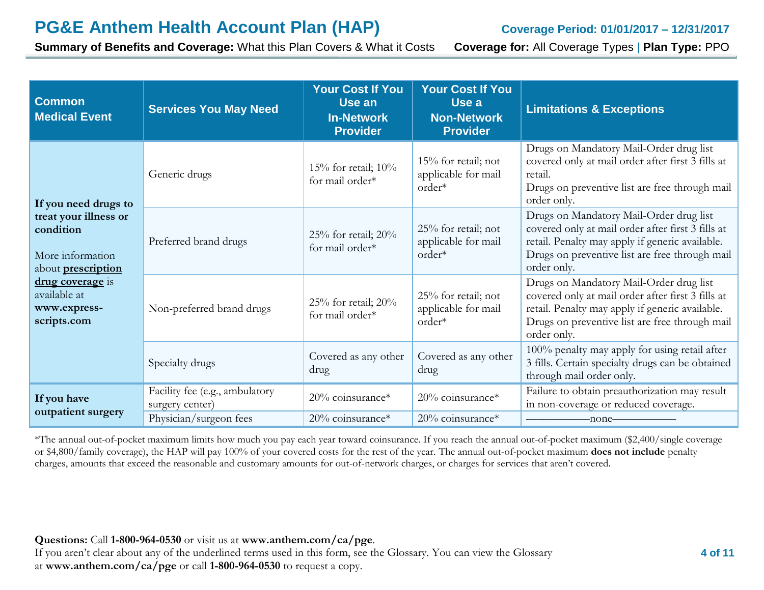# PG&E Anthem Health Account Plan (HAP)

**Coverage Period: 01/01/2017 – 12/31/2017**

**Summary of Benefits and Coverage:** What this Plan Covers & What it Costs **Coverage for:** All Coverage Types | **Plan Type:** PPO

| Common Medical Event | Services You May Need | Your Cost If You Use an In-Network Provider | Your Cost If You Use a Non-Network Provider | Limitations & Exceptions |
|---|---|---|---|---|
| **If you need drugs to treat your illness or condition** More information about **prescription drug coverage** is available at **www.express-scripts.com** | Generic drugs | 15% for retail; 10% for mail order* | 15% for retail; not applicable for mail order* | Drugs on Mandatory Mail-Order drug list covered only at mail order after first 3 fills at retail. Drugs on preventive list are free through mail order only. |
| | Preferred brand drugs | 25% for retail; 20% for mail order* | 25% for retail; not applicable for mail order* | Drugs on Mandatory Mail-Order drug list covered only at mail order after first 3 fills at retail. Penalty may apply if generic available. Drugs on preventive list are free through mail order only. |
| | Non-preferred brand drugs | 25% for retail; 20% for mail order* | 25% for retail; not applicable for mail order* | Drugs on Mandatory Mail-Order drug list covered only at mail order after first 3 fills at retail. Penalty may apply if generic available. Drugs on preventive list are free through mail order only. |
| | Specialty drugs | Covered as any other drug | Covered as any other drug | 100% penalty may apply for using retail after 3 fills. Certain specialty drugs can be obtained through mail order only. |
| **If you have outpatient surgery** | Facility fee (e.g., ambulatory surgery center) | 20% coinsurance* | 20% coinsurance* | Failure to obtain preauthorization may result in non-coverage or reduced coverage. |
| | Physician/surgeon fees | 20% coinsurance* | 20% coinsurance* | ––––––––––none–––––––––– |

*The annual out-of-pocket maximum limits how much you pay each year toward coinsurance. If you reach the annual out-of-pocket maximum ($2,400/single coverage or $4,800/family coverage), the HAP will pay 100% of your covered costs for the rest of the year. The annual out-of-pocket maximum **does not include** penalty charges, amounts that exceed the reasonable and customary amounts for out-of-network charges, or charges for services that aren't covered.

**Questions:** Call **1-800-964-0530** or visit us at **www.anthem.com/ca/pge**.
If you aren't clear about any of the underlined terms used in this form, see the Glossary. You can view the Glossary at **www.anthem.com/ca/pge** or call **1-800-964-0530** to request a copy.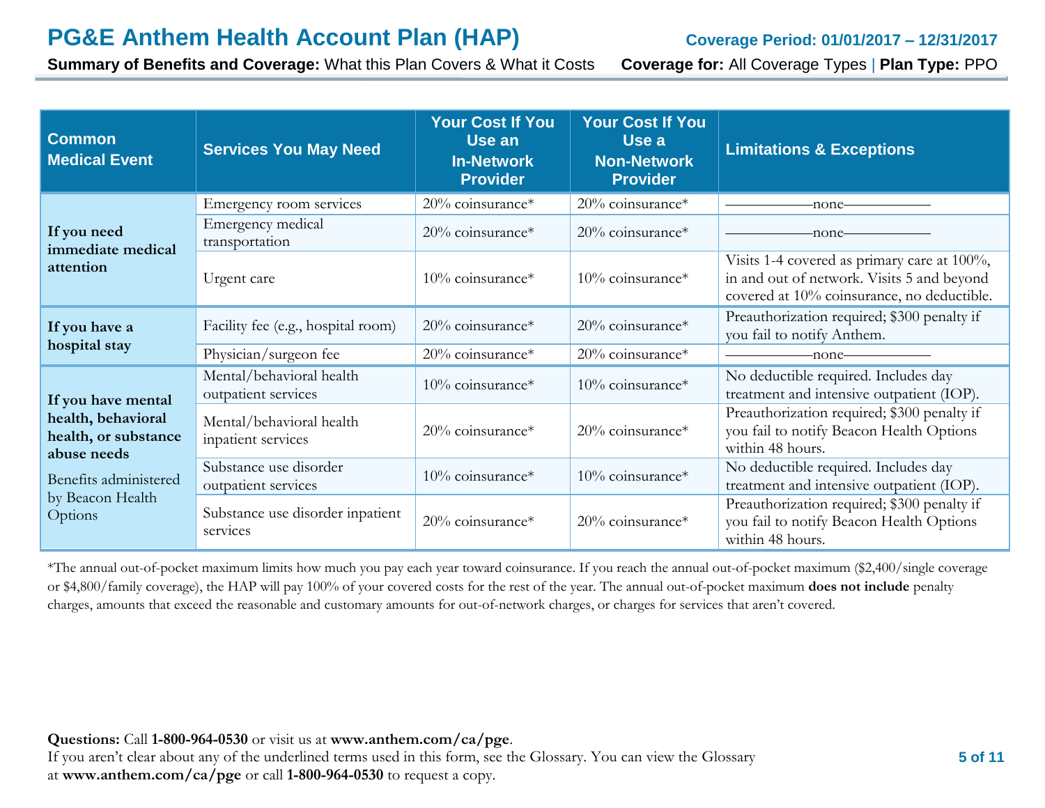# PG&E Anthem Health Account Plan (HAP)

**Coverage Period: 01/01/2017 – 12/31/2017**

**Summary of Benefits and Coverage:** What this Plan Covers & What it Costs **Coverage for:** All Coverage Types | **Plan Type:** PPO

| Common Medical Event | Services You May Need | Your Cost If You Use an In-Network Provider | Your Cost If You Use a Non-Network Provider | Limitations & Exceptions |
|---|---|---|---|---|
| **If you need immediate medical attention** | Emergency room services | 20% coinsurance* | 20% coinsurance* | ——————none—————— |
| | Emergency medical transportation | 20% coinsurance* | 20% coinsurance* | ——————none—————— |
| | Urgent care | 10% coinsurance* | 10% coinsurance* | Visits 1-4 covered as primary care at 100%, in and out of network. Visits 5 and beyond covered at 10% coinsurance, no deductible. |
| **If you have a hospital stay** | Facility fee (e.g., hospital room) | 20% coinsurance* | 20% coinsurance* | Preauthorization required; $300 penalty if you fail to notify Anthem. |
| | Physician/surgeon fee | 20% coinsurance* | 20% coinsurance* | ——————none—————— |
| **If you have mental health, behavioral health, or substance abuse needs** Benefits administered by Beacon Health Options | Mental/behavioral health outpatient services | 10% coinsurance* | 10% coinsurance* | No deductible required. Includes day treatment and intensive outpatient (IOP). |
| | Mental/behavioral health inpatient services | 20% coinsurance* | 20% coinsurance* | Preauthorization required; $300 penalty if you fail to notify Beacon Health Options within 48 hours. |
| | Substance use disorder outpatient services | 10% coinsurance* | 10% coinsurance* | No deductible required. Includes day treatment and intensive outpatient (IOP). |
| | Substance use disorder inpatient services | 20% coinsurance* | 20% coinsurance* | Preauthorization required; $300 penalty if you fail to notify Beacon Health Options within 48 hours. |

*The annual out-of-pocket maximum limits how much you pay each year toward coinsurance. If you reach the annual out-of-pocket maximum ($2,400/single coverage or $4,800/family coverage), the HAP will pay 100% of your covered costs for the rest of the year. The annual out-of-pocket maximum **does not include** penalty charges, amounts that exceed the reasonable and customary amounts for out-of-network charges, or charges for services that aren't covered.

**Questions:** Call **1-800-964-0530** or visit us at **www.anthem.com/ca/pge**.
If you aren't clear about any of the underlined terms used in this form, see the Glossary. You can view the Glossary at **www.anthem.com/ca/pge** or call **1-800-964-0530** to request a copy.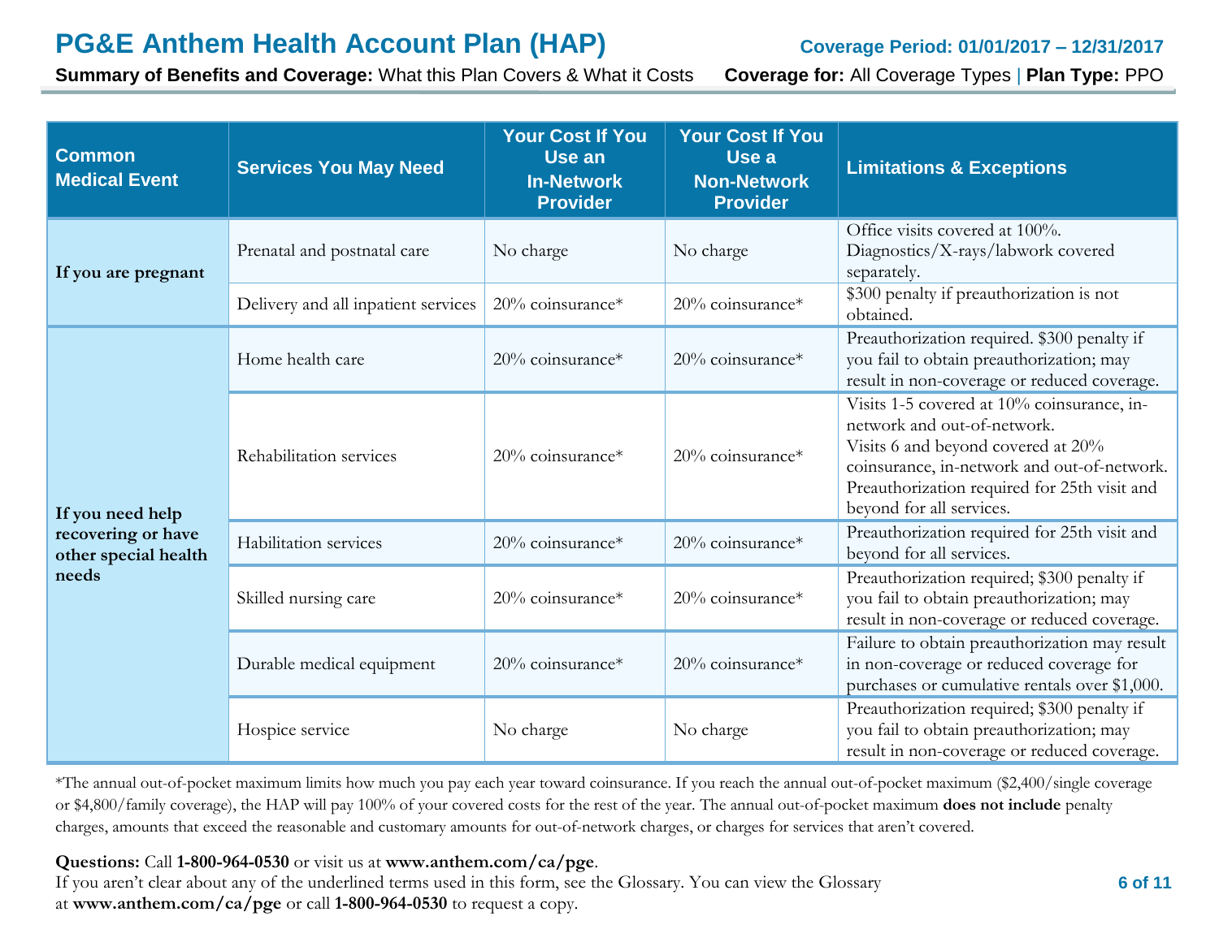# PG&E Anthem Health Account Plan (HAP)

**Coverage Period: 01/01/2017 – 12/31/2017**

**Summary of Benefits and Coverage:** What this Plan Covers & What it Costs **Coverage for:** All Coverage Types | **Plan Type:** PPO

| Common Medical Event | Services You May Need | Your Cost If You Use an In-Network Provider | Your Cost If You Use a Non-Network Provider | Limitations & Exceptions |
|---|---|---|---|---|
| **If you are pregnant** | Prenatal and postnatal care | No charge | No charge | Office visits covered at 100%. Diagnostics/X-rays/labwork covered separately. |
| | Delivery and all inpatient services | 20% coinsurance* | 20% coinsurance* | $300 penalty if preauthorization is not obtained. |
| **If you need help recovering or have other special health needs** | Home health care | 20% coinsurance* | 20% coinsurance* | Preauthorization required. $300 penalty if you fail to obtain preauthorization; may result in non-coverage or reduced coverage. |
| | Rehabilitation services | 20% coinsurance* | 20% coinsurance* | Visits 1-5 covered at 10% coinsurance, in-network and out-of-network. Visits 6 and beyond covered at 20% coinsurance, in-network and out-of-network. Preauthorization required for 25th visit and beyond for all services. |
| | Habilitation services | 20% coinsurance* | 20% coinsurance* | Preauthorization required for 25th visit and beyond for all services. |
| | Skilled nursing care | 20% coinsurance* | 20% coinsurance* | Preauthorization required; $300 penalty if you fail to obtain preauthorization; may result in non-coverage or reduced coverage. |
| | Durable medical equipment | 20% coinsurance* | 20% coinsurance* | Failure to obtain preauthorization may result in non-coverage or reduced coverage for purchases or cumulative rentals over $1,000. |
| | Hospice service | No charge | No charge | Preauthorization required; $300 penalty if you fail to obtain preauthorization; may result in non-coverage or reduced coverage. |

*The annual out-of-pocket maximum limits how much you pay each year toward coinsurance. If you reach the annual out-of-pocket maximum ($2,400/single coverage or $4,800/family coverage), the HAP will pay 100% of your covered costs for the rest of the year. The annual out-of-pocket maximum **does not include** penalty charges, amounts that exceed the reasonable and customary amounts for out-of-network charges, or charges for services that aren't covered.

**Questions:** Call **1-800-964-0530** or visit us at **www.anthem.com/ca/pge**.
If you aren't clear about any of the underlined terms used in this form, see the Glossary. You can view the Glossary at **www.anthem.com/ca/pge** or call **1-800-964-0530** to request a copy.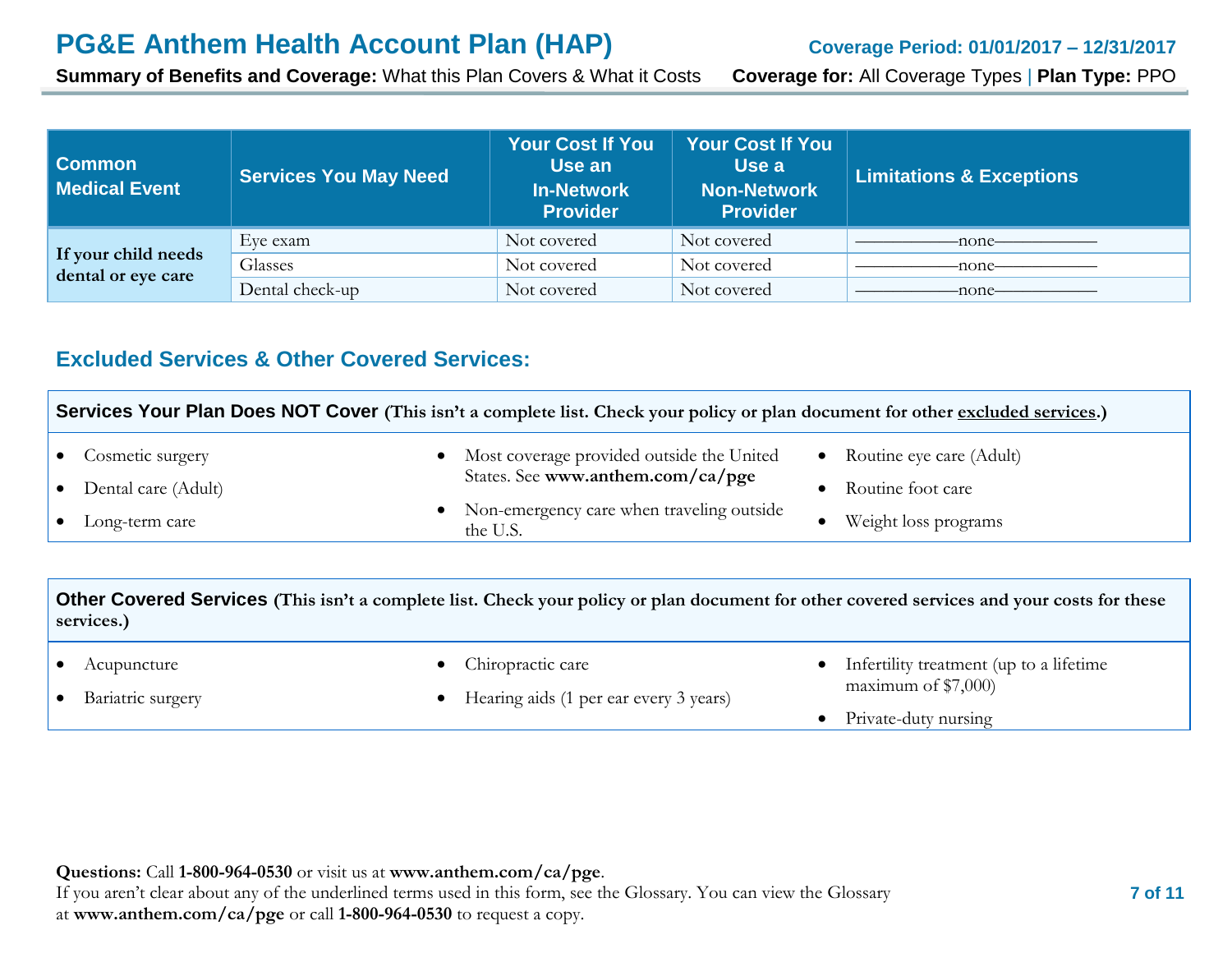| Common Medical Event | Services You May Need | Your Cost If You Use an In-Network Provider | Your Cost If You Use a Non-Network Provider | Limitations & Exceptions |
|---|---|---|---|---|
| If your child needs dental or eye care | Eye exam | Not covered | Not covered | ——————none—————— |
| | Glasses | Not covered | Not covered | ——————none—————— |
| | Dental check-up | Not covered | Not covered | ——————none—————— |

## Excluded Services & Other Covered Services:

**Services Your Plan Does NOT Cover (This isn't a complete list. Check your policy or plan document for other excluded services.)**

- Cosmetic surgery
- Dental care (Adult)
- Long-term care
- Most coverage provided outside the United States. See **www.anthem.com/ca/pge**
- Non-emergency care when traveling outside the U.S.
- Routine eye care (Adult)
- Routine foot care
- Weight loss programs

**Other Covered Services (This isn't a complete list. Check your policy or plan document for other covered services and your costs for these services.)**

- Acupuncture
- Bariatric surgery
- Chiropractic care
- Hearing aids (1 per ear every 3 years)
- Infertility treatment (up to a lifetime maximum of $7,000)
- Private-duty nursing

**Questions:** Call **1-800-964-0530** or visit us at **www.anthem.com/ca/pge**.
If you aren't clear about any of the underlined terms used in this form, see the Glossary. You can view the Glossary at **www.anthem.com/ca/pge** or call **1-800-964-0530** to request a copy.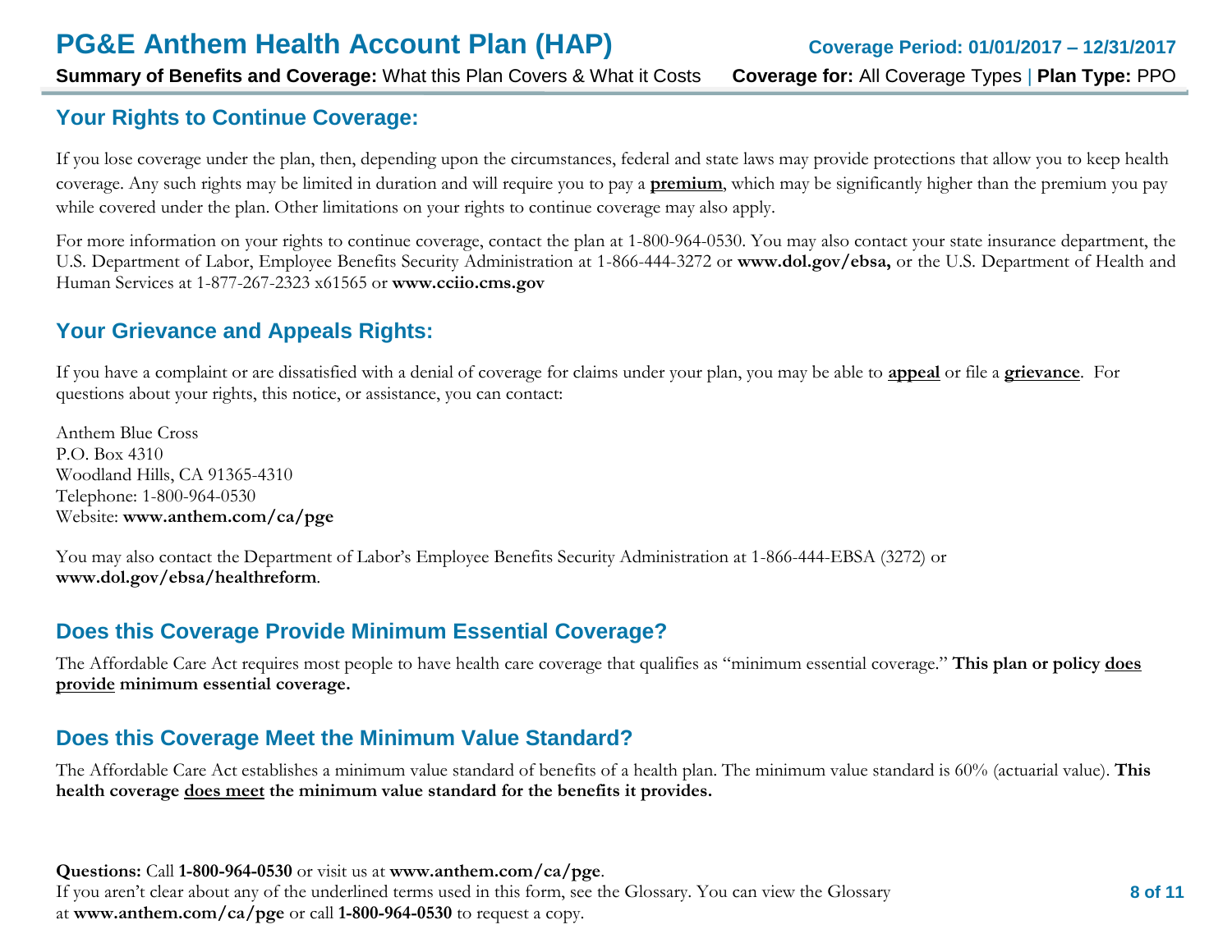## Your Rights to Continue Coverage:

If you lose coverage under the plan, then, depending upon the circumstances, federal and state laws may provide protections that allow you to keep health coverage. Any such rights may be limited in duration and will require you to pay a **premium**, which may be significantly higher than the premium you pay while covered under the plan. Other limitations on your rights to continue coverage may also apply.

For more information on your rights to continue coverage, contact the plan at 1-800-964-0530. You may also contact your state insurance department, the U.S. Department of Labor, Employee Benefits Security Administration at 1-866-444-3272 or **www.dol.gov/ebsa,** or the U.S. Department of Health and Human Services at 1-877-267-2323 x61565 or **www.cciio.cms.gov**

## Your Grievance and Appeals Rights:

If you have a complaint or are dissatisfied with a denial of coverage for claims under your plan, you may be able to **appeal** or file a **grievance**. For questions about your rights, this notice, or assistance, you can contact:

Anthem Blue Cross
P.O. Box 4310
Woodland Hills, CA 91365-4310
Telephone: 1-800-964-0530
Website: **www.anthem.com/ca/pge**

You may also contact the Department of Labor's Employee Benefits Security Administration at 1-866-444-EBSA (3272) or **www.dol.gov/ebsa/healthreform**.

## Does this Coverage Provide Minimum Essential Coverage?

The Affordable Care Act requires most people to have health care coverage that qualifies as "minimum essential coverage." **This plan or policy does provide minimum essential coverage.**

## Does this Coverage Meet the Minimum Value Standard?

The Affordable Care Act establishes a minimum value standard of benefits of a health plan. The minimum value standard is 60% (actuarial value). **This health coverage does meet the minimum value standard for the benefits it provides.**

**Questions:** Call **1-800-964-0530** or visit us at **www.anthem.com/ca/pge**.
If you aren't clear about any of the underlined terms used in this form, see the Glossary. You can view the Glossary at **www.anthem.com/ca/pge** or call **1-800-964-0530** to request a copy.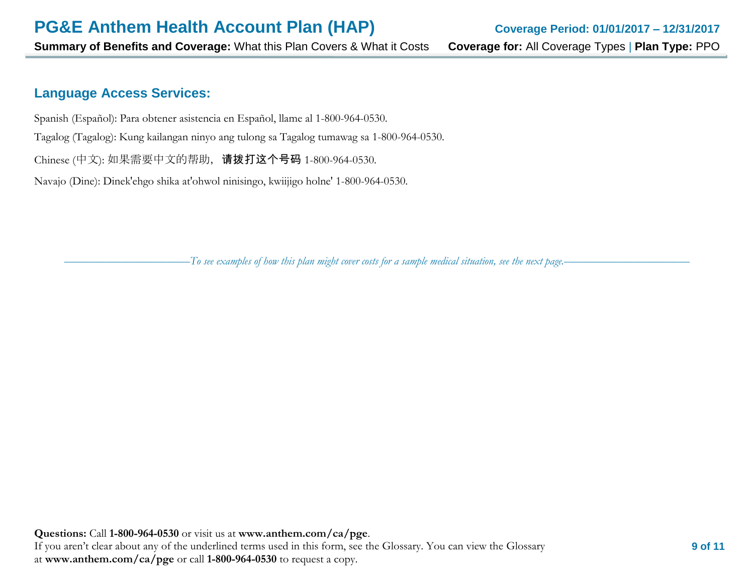## Language Access Services:

Spanish (Español): Para obtener asistencia en Español, llame al 1-800-964-0530.

Tagalog (Tagalog): Kung kailangan ninyo ang tulong sa Tagalog tumawag sa 1-800-964-0530.

Chinese (中文): 如果需要中文的帮助，**请拨打这个号码** 1-800-964-0530.

Navajo (Dine): Dinek'ehgo shika at'ohwol ninisingo, kwiijigo holne' 1-800-964-0530.

*To see examples of how this plan might cover costs for a sample medical situation, see the next page.*

**Questions:** Call **1-800-964-0530** or visit us at **www.anthem.com/ca/pge**.
If you aren't clear about any of the underlined terms used in this form, see the Glossary. You can view the Glossary at **www.anthem.com/ca/pge** or call **1-800-964-0530** to request a copy.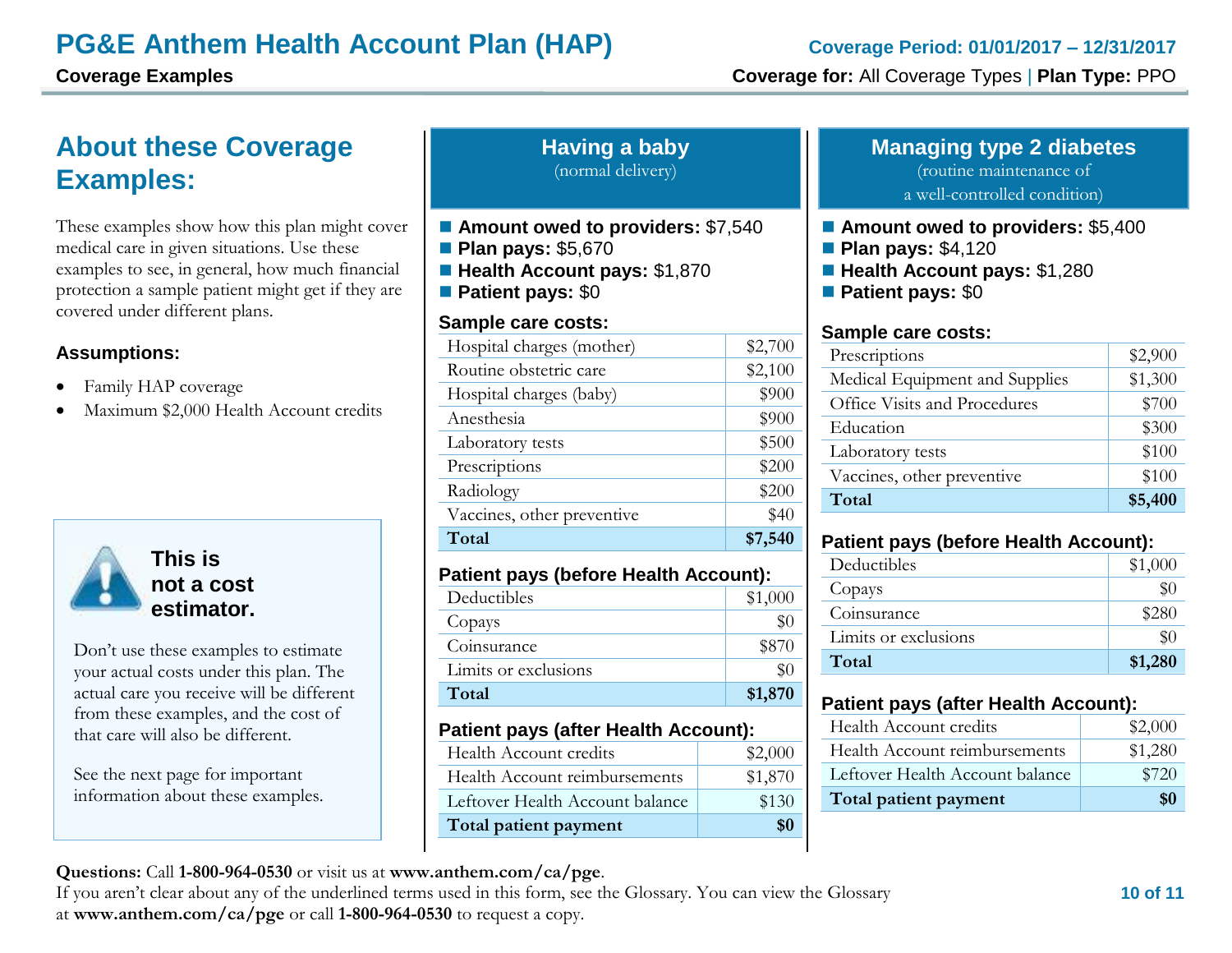# PG&E Anthem Health Account Plan (HAP)

**Coverage Period: 01/01/2017 – 12/31/2017**

**Coverage Examples**

**Coverage for:** All Coverage Types | **Plan Type:** PPO

## About these Coverage Examples:

These examples show how this plan might cover medical care in given situations. Use these examples to see, in general, how much financial protection a sample patient might get if they are covered under different plans.

### Assumptions:

- Family HAP coverage
- Maximum $2,000 Health Account credits

### This is not a cost estimator.

Don't use these examples to estimate your actual costs under this plan. The actual care you receive will be different from these examples, and the cost of that care will also be different.

See the next page for important information about these examples.

## Having a baby

(normal delivery)

- **Amount owed to providers:** $7,540
- **Plan pays:** $5,670
- **Health Account pays:** $1,870
- **Patient pays:** $0

### Sample care costs:

| | |
|---|---|
| Hospital charges (mother) | $2,700 |
| Routine obstetric care | $2,100 |
| Hospital charges (baby) | $900 |
| Anesthesia | $900 |
| Laboratory tests | $500 |
| Prescriptions | $200 |
| Radiology | $200 |
| Vaccines, other preventive | $40 |
| **Total** | **$7,540** |

### Patient pays (before Health Account):

| | |
|---|---|
| Deductibles | $1,000 |
| Copays | $0 |
| Coinsurance | $870 |
| Limits or exclusions | $0 |
| **Total** | **$1,870** |

### Patient pays (after Health Account):

| | |
|---|---|
| Health Account credits | $2,000 |
| Health Account reimbursements | $1,870 |
| Leftover Health Account balance | $130 |
| **Total patient payment** | **$0** |

## Managing type 2 diabetes

(routine maintenance of a well-controlled condition)

- **Amount owed to providers:** $5,400
- **Plan pays:** $4,120
- **Health Account pays:** $1,280
- **Patient pays:** $0

### Sample care costs:

| | |
|---|---|
| Prescriptions | $2,900 |
| Medical Equipment and Supplies | $1,300 |
| Office Visits and Procedures | $700 |
| Education | $300 |
| Laboratory tests | $100 |
| Vaccines, other preventive | $100 |
| **Total** | **$5,400** |

### Patient pays (before Health Account):

| | |
|---|---|
| Deductibles | $1,000 |
| Copays | $0 |
| Coinsurance | $280 |
| Limits or exclusions | $0 |
| **Total** | **$1,280** |

### Patient pays (after Health Account):

| | |
|---|---|
| Health Account credits | $2,000 |
| Health Account reimbursements | $1,280 |
| Leftover Health Account balance | $720 |
| **Total patient payment** | **$0** |

**Questions:** Call **1-800-964-0530** or visit us at **www.anthem.com/ca/pge**.
If you aren't clear about any of the underlined terms used in this form, see the Glossary. You can view the Glossary at **www.anthem.com/ca/pge** or call **1-800-964-0530** to request a copy.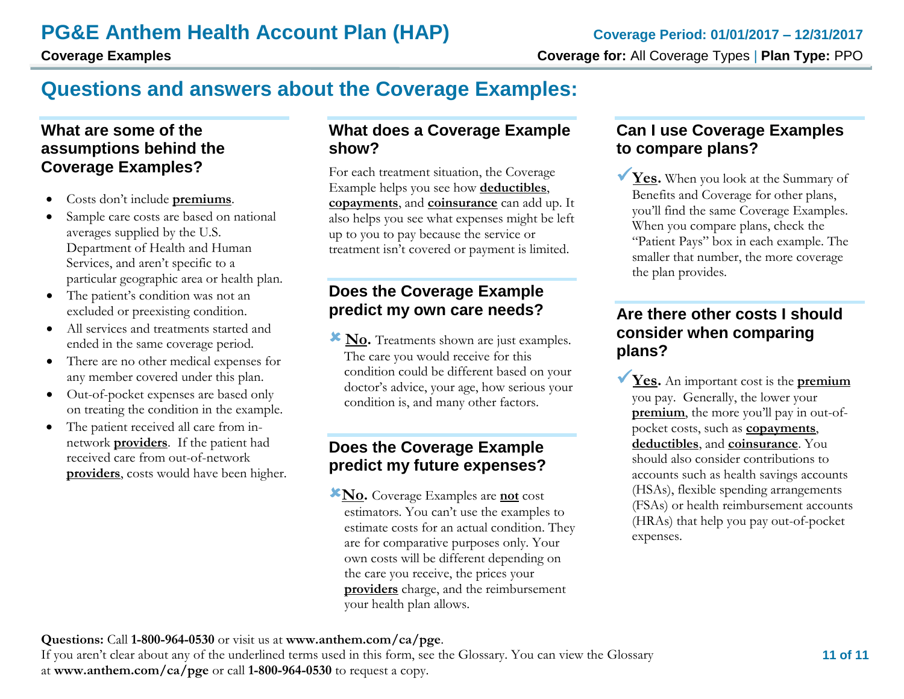# PG&E Anthem Health Account Plan (HAP)

**Coverage Examples**

**Coverage Period: 01/01/2017 – 12/31/2017**

**Coverage for:** All Coverage Types | **Plan Type:** PPO

## Questions and answers about the Coverage Examples:

### What are some of the assumptions behind the Coverage Examples?

- Costs don't include **premiums**.
- Sample care costs are based on national averages supplied by the U.S. Department of Health and Human Services, and aren't specific to a particular geographic area or health plan.
- The patient's condition was not an excluded or preexisting condition.
- All services and treatments started and ended in the same coverage period.
- There are no other medical expenses for any member covered under this plan.
- Out-of-pocket expenses are based only on treating the condition in the example.
- The patient received all care from in-network **providers**. If the patient had received care from out-of-network **providers**, costs would have been higher.

### What does a Coverage Example show?

For each treatment situation, the Coverage Example helps you see how **deductibles**, **copayments**, and **coinsurance** can add up. It also helps you see what expenses might be left up to you to pay because the service or treatment isn't covered or payment is limited.

### Does the Coverage Example predict my own care needs?

✖ **No.** Treatments shown are just examples. The care you would receive for this condition could be different based on your doctor's advice, your age, how serious your condition is, and many other factors.

### Does the Coverage Example predict my future expenses?

✖ **No.** Coverage Examples are **not** cost estimators. You can't use the examples to estimate costs for an actual condition. They are for comparative purposes only. Your own costs will be different depending on the care you receive, the prices your **providers** charge, and the reimbursement your health plan allows.

### Can I use Coverage Examples to compare plans?

✔ **Yes.** When you look at the Summary of Benefits and Coverage for other plans, you'll find the same Coverage Examples. When you compare plans, check the "Patient Pays" box in each example. The smaller that number, the more coverage the plan provides.

### Are there other costs I should consider when comparing plans?

✔ **Yes.** An important cost is the **premium** you pay. Generally, the lower your **premium**, the more you'll pay in out-of-pocket costs, such as **copayments**, **deductibles**, and **coinsurance**. You should also consider contributions to accounts such as health savings accounts (HSAs), flexible spending arrangements (FSAs) or health reimbursement accounts (HRAs) that help you pay out-of-pocket expenses.

**Questions:** Call **1-800-964-0530** or visit us at **www.anthem.com/ca/pge**.
If you aren't clear about any of the underlined terms used in this form, see the Glossary. You can view the Glossary at **www.anthem.com/ca/pge** or call **1-800-964-0530** to request a copy.